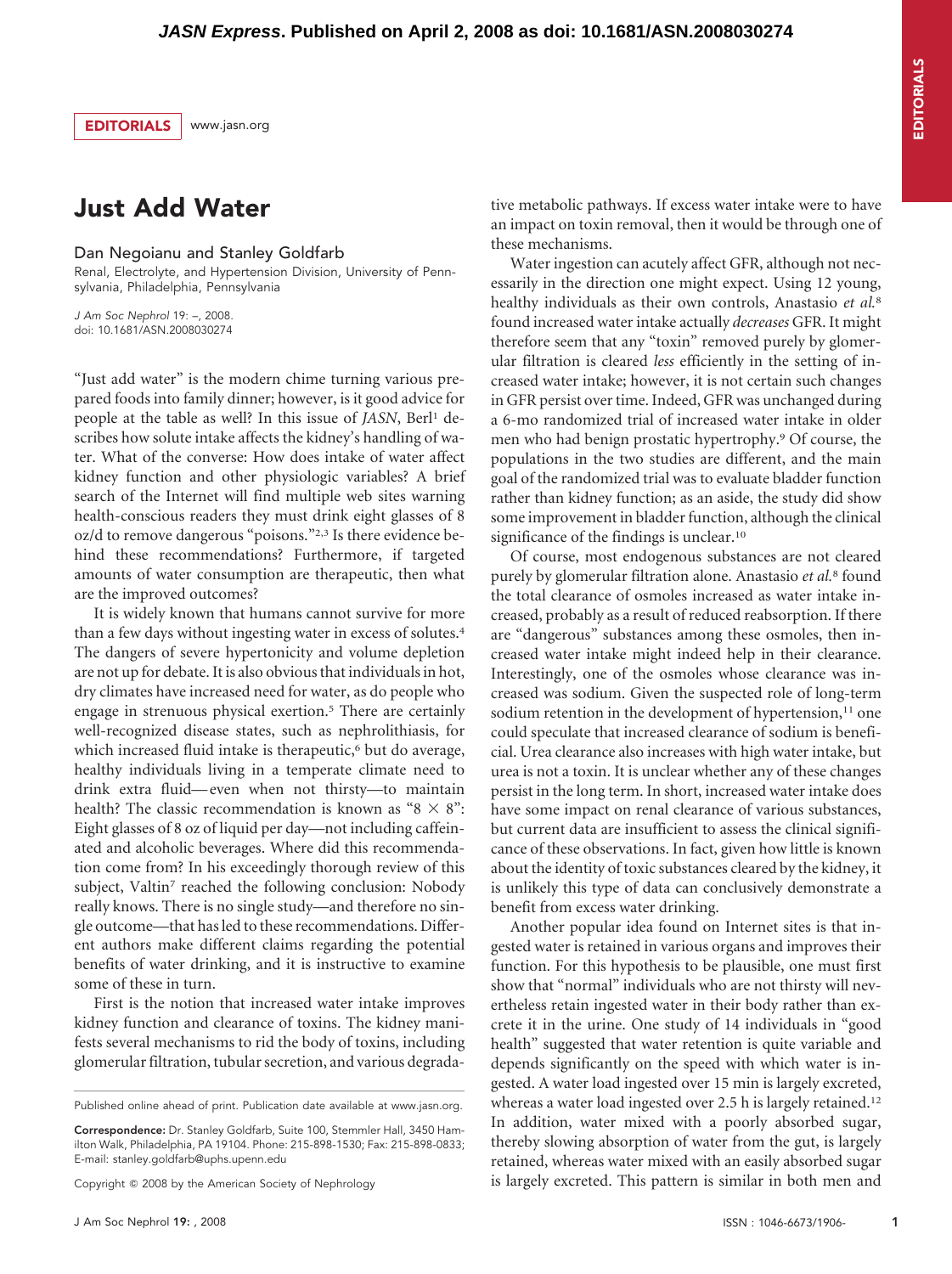# Just Add Water

Dan Negoianu and Stanley Goldfarb

Renal, Electrolyte, and Hypertension Division, University of Pennsylvania, Philadelphia, Pennsylvania

*J Am Soc Nephrol* 19: –, 2008.
doi: 10.1681/ASN.2008030274

"Just add water" is the modern chime turning various prepared foods into family dinner; however, is it good advice for people at the table as well? In this issue of *JASN*, Berl[1] describes how solute intake affects the kidney's handling of water. What of the converse: How does intake of water affect kidney function and other physiologic variables? A brief search of the Internet will find multiple web sites warning health-conscious readers they must drink eight glasses of 8 oz/d to remove dangerous "poisons."[2,3] Is there evidence behind these recommendations? Furthermore, if targeted amounts of water consumption are therapeutic, then what are the improved outcomes?

It is widely known that humans cannot survive for more than a few days without ingesting water in excess of solutes.[4] The dangers of severe hypertonicity and volume depletion are not up for debate. It is also obvious that individuals in hot, dry climates have increased need for water, as do people who engage in strenuous physical exertion.[5] There are certainly well-recognized disease states, such as nephrolithiasis, for which increased fluid intake is therapeutic,[6] but do average, healthy individuals living in a temperate climate need to drink extra fluid—even when not thirsty—to maintain health? The classic recommendation is known as "8 × 8": Eight glasses of 8 oz of liquid per day—not including caffeinated and alcoholic beverages. Where did this recommendation come from? In his exceedingly thorough review of this subject, Valtin[7] reached the following conclusion: Nobody really knows. There is no single study—and therefore no single outcome—that has led to these recommendations. Different authors make different claims regarding the potential benefits of water drinking, and it is instructive to examine some of these in turn.

First is the notion that increased water intake improves kidney function and clearance of toxins. The kidney manifests several mechanisms to rid the body of toxins, including glomerular filtration, tubular secretion, and various degradative metabolic pathways. If excess water intake were to have an impact on toxin removal, then it would be through one of these mechanisms.

Water ingestion can acutely affect GFR, although not necessarily in the direction one might expect. Using 12 young, healthy individuals as their own controls, Anastasio *et al.*[8] found increased water intake actually *decreases* GFR. It might therefore seem that any "toxin" removed purely by glomerular filtration is cleared *less* efficiently in the setting of increased water intake; however, it is not certain such changes in GFR persist over time. Indeed, GFR was unchanged during a 6-mo randomized trial of increased water intake in older men who had benign prostatic hypertrophy.[9] Of course, the populations in the two studies are different, and the main goal of the randomized trial was to evaluate bladder function rather than kidney function; as an aside, the study did show some improvement in bladder function, although the clinical significance of the findings is unclear.[10]

Of course, most endogenous substances are not cleared purely by glomerular filtration alone. Anastasio *et al.*[8] found the total clearance of osmoles increased as water intake increased, probably as a result of reduced reabsorption. If there are "dangerous" substances among these osmoles, then increased water intake might indeed help in their clearance. Interestingly, one of the osmoles whose clearance was increased was sodium. Given the suspected role of long-term sodium retention in the development of hypertension,[11] one could speculate that increased clearance of sodium is beneficial. Urea clearance also increases with high water intake, but urea is not a toxin. It is unclear whether any of these changes persist in the long term. In short, increased water intake does have some impact on renal clearance of various substances, but current data are insufficient to assess the clinical significance of these observations. In fact, given how little is known about the identity of toxic substances cleared by the kidney, it is unlikely this type of data can conclusively demonstrate a benefit from excess water drinking.

Another popular idea found on Internet sites is that ingested water is retained in various organs and improves their function. For this hypothesis to be plausible, one must first show that "normal" individuals who are not thirsty will nevertheless retain ingested water in their body rather than excrete it in the urine. One study of 14 individuals in "good health" suggested that water retention is quite variable and depends significantly on the speed with which water is ingested. A water load ingested over 15 min is largely excreted, whereas a water load ingested over 2.5 h is largely retained.[12] In addition, water mixed with a poorly absorbed sugar, thereby slowing absorption of water from the gut, is largely retained, whereas water mixed with an easily absorbed sugar is largely excreted. This pattern is similar in both men and

---

Published online ahead of print. Publication date available at www.jasn.org.

**Correspondence:** Dr. Stanley Goldfarb, Suite 100, Stemmler Hall, 3450 Hamilton Walk, Philadelphia, PA 19104. Phone: 215-898-1530; Fax: 215-898-0833; E-mail: stanley.goldfarb@uphs.upenn.edu

Copyright © 2008 by the American Society of Nephrology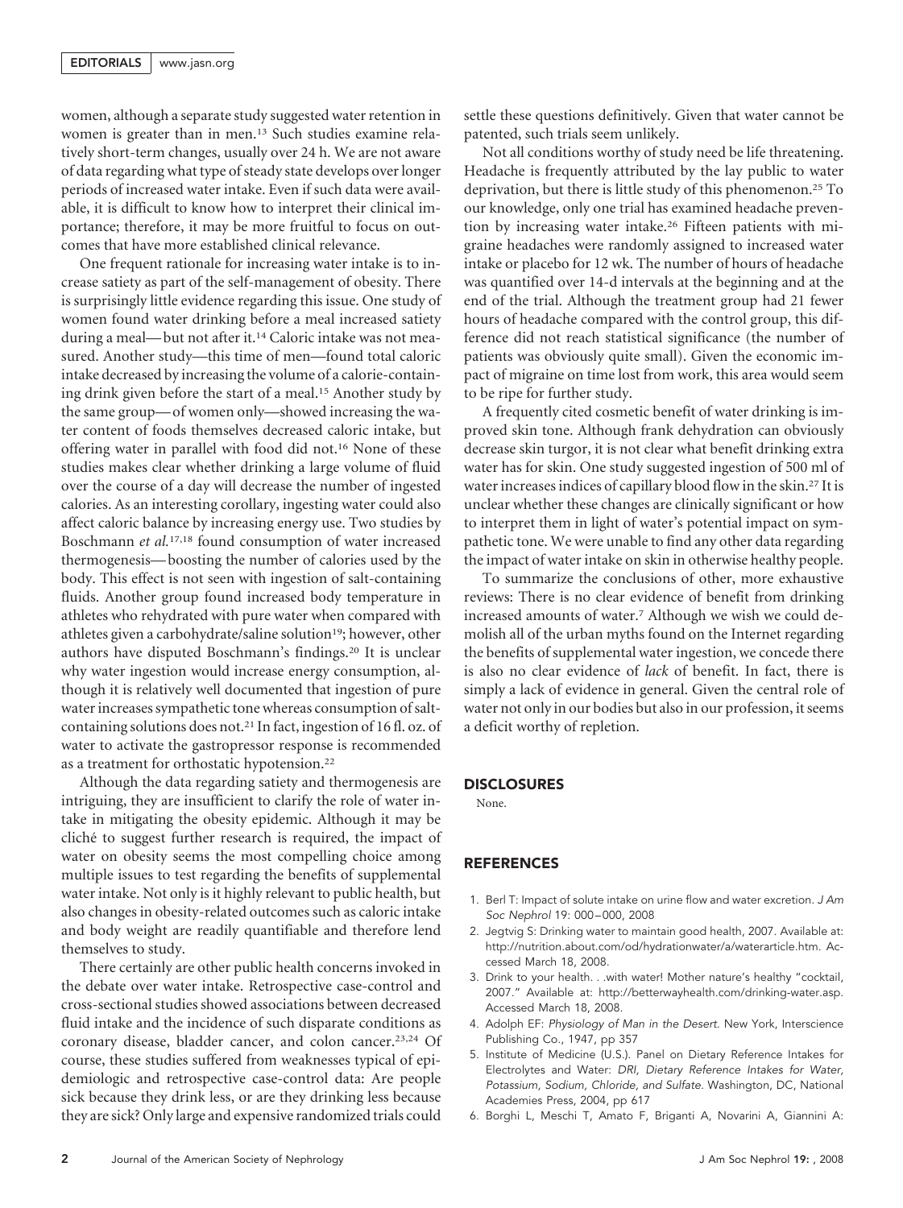women, although a separate study suggested water retention in women is greater than in men.[13] Such studies examine relatively short-term changes, usually over 24 h. We are not aware of data regarding what type of steady state develops over longer periods of increased water intake. Even if such data were available, it is difficult to know how to interpret their clinical importance; therefore, it may be more fruitful to focus on outcomes that have more established clinical relevance.

One frequent rationale for increasing water intake is to increase satiety as part of the self-management of obesity. There is surprisingly little evidence regarding this issue. One study of women found water drinking before a meal increased satiety during a meal—but not after it.[14] Caloric intake was not measured. Another study—this time of men—found total caloric intake decreased by increasing the volume of a calorie-containing drink given before the start of a meal.[15] Another study by the same group—of women only—showed increasing the water content of foods themselves decreased caloric intake, but offering water in parallel with food did not.[16] None of these studies makes clear whether drinking a large volume of fluid over the course of a day will decrease the number of ingested calories. As an interesting corollary, ingesting water could also affect caloric balance by increasing energy use. Two studies by Boschmann *et al.*[17,18] found consumption of water increased thermogenesis—boosting the number of calories used by the body. This effect is not seen with ingestion of salt-containing fluids. Another group found increased body temperature in athletes who rehydrated with pure water when compared with athletes given a carbohydrate/saline solution[19]; however, other authors have disputed Boschmann's findings.[20] It is unclear why water ingestion would increase energy consumption, although it is relatively well documented that ingestion of pure water increases sympathetic tone whereas consumption of salt-containing solutions does not.[21] In fact, ingestion of 16 fl. oz. of water to activate the gastropressor response is recommended as a treatment for orthostatic hypotension.[22]

Although the data regarding satiety and thermogenesis are intriguing, they are insufficient to clarify the role of water intake in mitigating the obesity epidemic. Although it may be cliché to suggest further research is required, the impact of water on obesity seems the most compelling choice among multiple issues to test regarding the benefits of supplemental water intake. Not only is it highly relevant to public health, but also changes in obesity-related outcomes such as caloric intake and body weight are readily quantifiable and therefore lend themselves to study.

There certainly are other public health concerns invoked in the debate over water intake. Retrospective case-control and cross-sectional studies showed associations between decreased fluid intake and the incidence of such disparate conditions as coronary disease, bladder cancer, and colon cancer.[23,24] Of course, these studies suffered from weaknesses typical of epidemiologic and retrospective case-control data: Are people sick because they drink less, or are they drinking less because they are sick? Only large and expensive randomized trials could settle these questions definitively. Given that water cannot be patented, such trials seem unlikely.

Not all conditions worthy of study need be life threatening. Headache is frequently attributed by the lay public to water deprivation, but there is little study of this phenomenon.[25] To our knowledge, only one trial has examined headache prevention by increasing water intake.[26] Fifteen patients with migraine headaches were randomly assigned to increased water intake or placebo for 12 wk. The number of hours of headache was quantified over 14-d intervals at the beginning and at the end of the trial. Although the treatment group had 21 fewer hours of headache compared with the control group, this difference did not reach statistical significance (the number of patients was obviously quite small). Given the economic impact of migraine on time lost from work, this area would seem to be ripe for further study.

A frequently cited cosmetic benefit of water drinking is improved skin tone. Although frank dehydration can obviously decrease skin turgor, it is not clear what benefit drinking extra water has for skin. One study suggested ingestion of 500 ml of water increases indices of capillary blood flow in the skin.[27] It is unclear whether these changes are clinically significant or how to interpret them in light of water's potential impact on sympathetic tone. We were unable to find any other data regarding the impact of water intake on skin in otherwise healthy people.

To summarize the conclusions of other, more exhaustive reviews: There is no clear evidence of benefit from drinking increased amounts of water.[7] Although we wish we could demolish all of the urban myths found on the Internet regarding the benefits of supplemental water ingestion, we concede there is also no clear evidence of *lack* of benefit. In fact, there is simply a lack of evidence in general. Given the central role of water not only in our bodies but also in our profession, it seems a deficit worthy of repletion.

## DISCLOSURES

None.

## REFERENCES

1. Berl T: Impact of solute intake on urine flow and water excretion. *J Am Soc Nephrol* 19: 000–000, 2008
2. Jegtvig S: Drinking water to maintain good health, 2007. Available at: http://nutrition.about.com/od/hydrationwater/a/waterarticle.htm. Accessed March 18, 2008.
3. Drink to your health. . .with water! Mother nature's healthy "cocktail, 2007." Available at: http://betterwayhealth.com/drinking-water.asp. Accessed March 18, 2008.
4. Adolph EF: *Physiology of Man in the Desert.* New York, Interscience Publishing Co., 1947, pp 357
5. Institute of Medicine (U.S.). Panel on Dietary Reference Intakes for Electrolytes and Water: *DRI, Dietary Reference Intakes for Water, Potassium, Sodium, Chloride, and Sulfate.* Washington, DC, National Academies Press, 2004, pp 617
6. Borghi L, Meschi T, Amato F, Briganti A, Novarini A, Giannini A: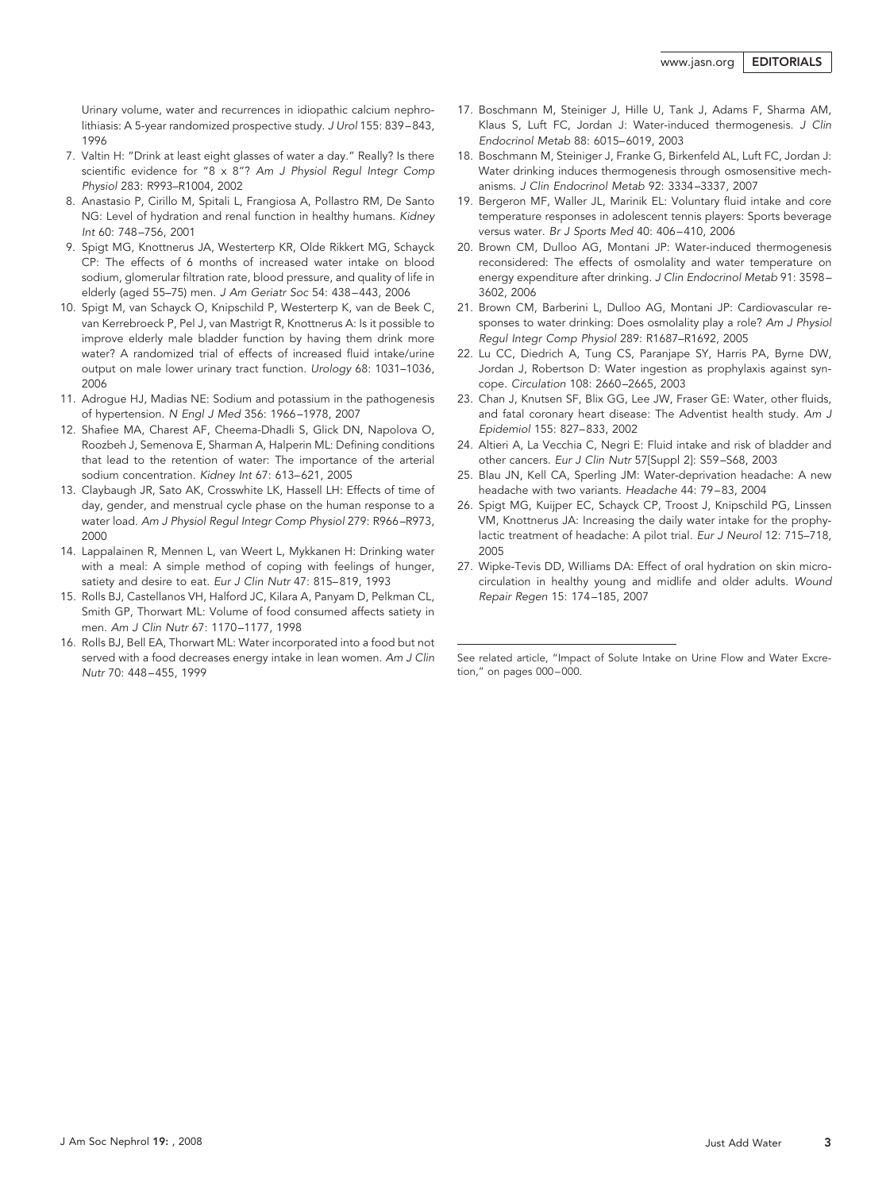Urinary volume, water and recurrences in idiopathic calcium nephrolithiasis: A 5-year randomized prospective study. *J Urol* 155: 839–843, 1996

7. Valtin H: "Drink at least eight glasses of water a day." Really? Is there scientific evidence for "8 x 8"? *Am J Physiol Regul Integr Comp Physiol* 283: R993–R1004, 2002
8. Anastasio P, Cirillo M, Spitali L, Frangiosa A, Pollastro RM, De Santo NG: Level of hydration and renal function in healthy humans. *Kidney Int* 60: 748–756, 2001
9. Spigt MG, Knottnerus JA, Westerterp KR, Olde Rikkert MG, Schayck CP: The effects of 6 months of increased water intake on blood sodium, glomerular filtration rate, blood pressure, and quality of life in elderly (aged 55–75) men. *J Am Geriatr Soc* 54: 438–443, 2006
10. Spigt M, van Schayck O, Knipschild P, Westerterp K, van de Beek C, van Kerrebroeck P, Pel J, van Mastrigt R, Knottnerus A: Is it possible to improve elderly male bladder function by having them drink more water? A randomized trial of effects of increased fluid intake/urine output on male lower urinary tract function. *Urology* 68: 1031–1036, 2006
11. Adrogue HJ, Madias NE: Sodium and potassium in the pathogenesis of hypertension. *N Engl J Med* 356: 1966–1978, 2007
12. Shafiee MA, Charest AF, Cheema-Dhadli S, Glick DN, Napolova O, Roozbeh J, Semenova E, Sharman A, Halperin ML: Defining conditions that lead to the retention of water: The importance of the arterial sodium concentration. *Kidney Int* 67: 613–621, 2005
13. Claybaugh JR, Sato AK, Crosswhite LK, Hassell LH: Effects of time of day, gender, and menstrual cycle phase on the human response to a water load. *Am J Physiol Regul Integr Comp Physiol* 279: R966–R973, 2000
14. Lappalainen R, Mennen L, van Weert L, Mykkanen H: Drinking water with a meal: A simple method of coping with feelings of hunger, satiety and desire to eat. *Eur J Clin Nutr* 47: 815–819, 1993
15. Rolls BJ, Castellanos VH, Halford JC, Kilara A, Panyam D, Pelkman CL, Smith GP, Thorwart ML: Volume of food consumed affects satiety in men. *Am J Clin Nutr* 67: 1170–1177, 1998
16. Rolls BJ, Bell EA, Thorwart ML: Water incorporated into a food but not served with a food decreases energy intake in lean women. *Am J Clin Nutr* 70: 448–455, 1999
17. Boschmann M, Steiniger J, Hille U, Tank J, Adams F, Sharma AM, Klaus S, Luft FC, Jordan J: Water-induced thermogenesis. *J Clin Endocrinol Metab* 88: 6015–6019, 2003
18. Boschmann M, Steiniger J, Franke G, Birkenfeld AL, Luft FC, Jordan J: Water drinking induces thermogenesis through osmosensitive mechanisms. *J Clin Endocrinol Metab* 92: 3334–3337, 2007
19. Bergeron MF, Waller JL, Marinik EL: Voluntary fluid intake and core temperature responses in adolescent tennis players: Sports beverage versus water. *Br J Sports Med* 40: 406–410, 2006
20. Brown CM, Dulloo AG, Montani JP: Water-induced thermogenesis reconsidered: The effects of osmolality and water temperature on energy expenditure after drinking. *J Clin Endocrinol Metab* 91: 3598–3602, 2006
21. Brown CM, Barberini L, Dulloo AG, Montani JP: Cardiovascular responses to water drinking: Does osmolality play a role? *Am J Physiol Regul Integr Comp Physiol* 289: R1687–R1692, 2005
22. Lu CC, Diedrich A, Tung CS, Paranjape SY, Harris PA, Byrne DW, Jordan J, Robertson D: Water ingestion as prophylaxis against syncope. *Circulation* 108: 2660–2665, 2003
23. Chan J, Knutsen SF, Blix GG, Lee JW, Fraser GE: Water, other fluids, and fatal coronary heart disease: The Adventist health study. *Am J Epidemiol* 155: 827–833, 2002
24. Altieri A, La Vecchia C, Negri E: Fluid intake and risk of bladder and other cancers. *Eur J Clin Nutr* 57[Suppl 2]: S59–S68, 2003
25. Blau JN, Kell CA, Sperling JM: Water-deprivation headache: A new headache with two variants. *Headache* 44: 79–83, 2004
26. Spigt MG, Kuijper EC, Schayck CP, Troost J, Knipschild PG, Linssen VM, Knottnerus JA: Increasing the daily water intake for the prophylactic treatment of headache: A pilot trial. *Eur J Neurol* 12: 715–718, 2005
27. Wipke-Tevis DD, Williams DA: Effect of oral hydration on skin microcirculation in healthy young and midlife and older adults. *Wound Repair Regen* 15: 174–185, 2007

---

See related article, "Impact of Solute Intake on Urine Flow and Water Excretion," on pages 000–000.